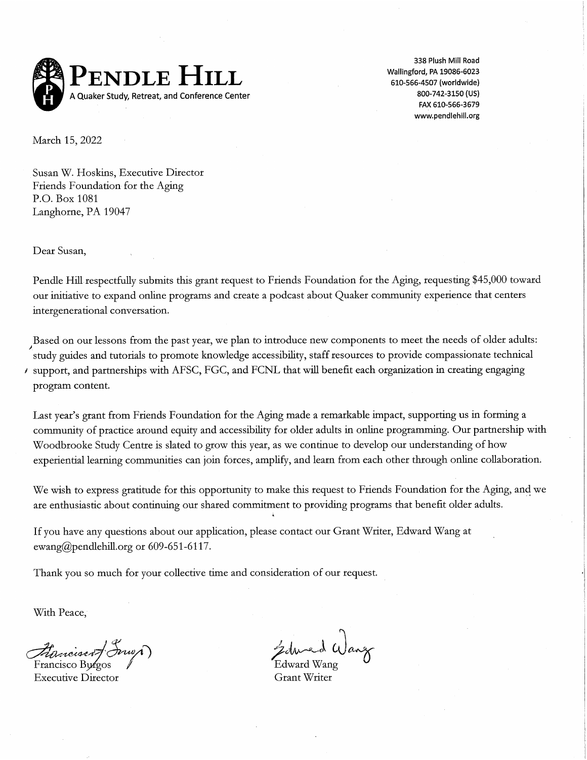# Pendle Hill

A Quaker Study, Retreat, and Conference Center

338 Plush Mill Road
Wallingford, PA 19086-6023
610-566-4507 (worldwide)
800-742-3150 (US)
FAX 610-566-3679
www.pendlehill.org

March 15, 2022

Susan W. Hoskins, Executive Director
Friends Foundation for the Aging
P.O. Box 1081
Langhorne, PA 19047

Dear Susan,

Pendle Hill respectfully submits this grant request to Friends Foundation for the Aging, requesting $45,000 toward our initiative to expand online programs and create a podcast about Quaker community experience that centers intergenerational conversation.

Based on our lessons from the past year, we plan to introduce new components to meet the needs of older adults: study guides and tutorials to promote knowledge accessibility, staff resources to provide compassionate technical support, and partnerships with AFSC, FGC, and FCNL that will benefit each organization in creating engaging program content.

Last year's grant from Friends Foundation for the Aging made a remarkable impact, supporting us in forming a community of practice around equity and accessibility for older adults in online programming. Our partnership with Woodbrooke Study Centre is slated to grow this year, as we continue to develop our understanding of how experiential learning communities can join forces, amplify, and learn from each other through online collaboration.

We wish to express gratitude for this opportunity to make this request to Friends Foundation for the Aging, and we are enthusiastic about continuing our shared commitment to providing programs that benefit older adults.

If you have any questions about our application, please contact our Grant Writer, Edward Wang at ewang@pendlehill.org or 609-651-6117.

Thank you so much for your collective time and consideration of our request.

With Peace,

Francisco Burgos
Executive Director

Edward Wang
Grant Writer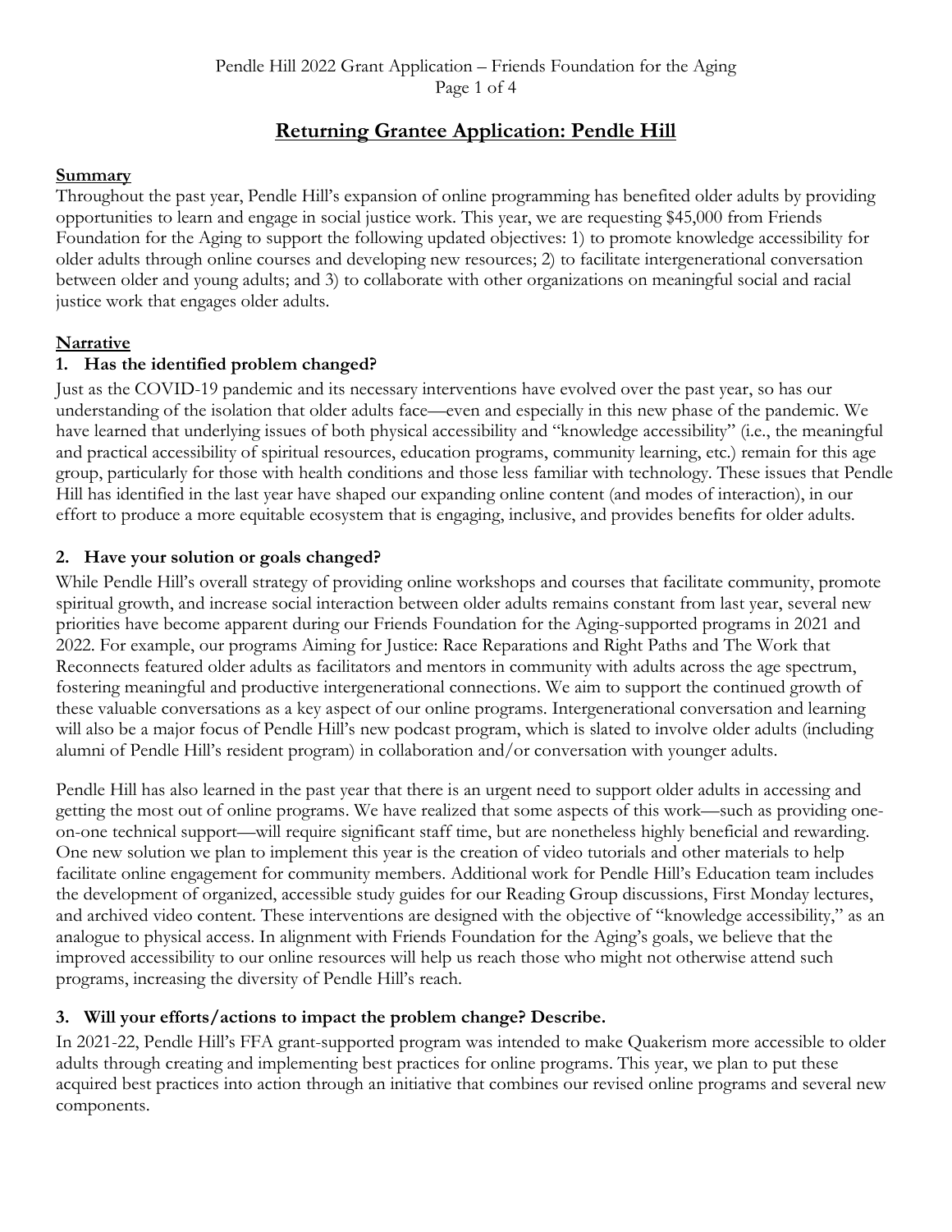# Returning Grantee Application: Pendle Hill

## Summary

Throughout the past year, Pendle Hill's expansion of online programming has benefited older adults by providing opportunities to learn and engage in social justice work. This year, we are requesting $45,000 from Friends Foundation for the Aging to support the following updated objectives: 1) to promote knowledge accessibility for older adults through online courses and developing new resources; 2) to facilitate intergenerational conversation between older and young adults; and 3) to collaborate with other organizations on meaningful social and racial justice work that engages older adults.

## Narrative

### 1. Has the identified problem changed?

Just as the COVID-19 pandemic and its necessary interventions have evolved over the past year, so has our understanding of the isolation that older adults face—even and especially in this new phase of the pandemic. We have learned that underlying issues of both physical accessibility and "knowledge accessibility" (i.e., the meaningful and practical accessibility of spiritual resources, education programs, community learning, etc.) remain for this age group, particularly for those with health conditions and those less familiar with technology. These issues that Pendle Hill has identified in the last year have shaped our expanding online content (and modes of interaction), in our effort to produce a more equitable ecosystem that is engaging, inclusive, and provides benefits for older adults.

### 2. Have your solution or goals changed?

While Pendle Hill's overall strategy of providing online workshops and courses that facilitate community, promote spiritual growth, and increase social interaction between older adults remains constant from last year, several new priorities have become apparent during our Friends Foundation for the Aging-supported programs in 2021 and 2022. For example, our programs Aiming for Justice: Race Reparations and Right Paths and The Work that Reconnects featured older adults as facilitators and mentors in community with adults across the age spectrum, fostering meaningful and productive intergenerational connections. We aim to support the continued growth of these valuable conversations as a key aspect of our online programs. Intergenerational conversation and learning will also be a major focus of Pendle Hill's new podcast program, which is slated to involve older adults (including alumni of Pendle Hill's resident program) in collaboration and/or conversation with younger adults.

Pendle Hill has also learned in the past year that there is an urgent need to support older adults in accessing and getting the most out of online programs. We have realized that some aspects of this work—such as providing one-on-one technical support—will require significant staff time, but are nonetheless highly beneficial and rewarding. One new solution we plan to implement this year is the creation of video tutorials and other materials to help facilitate online engagement for community members. Additional work for Pendle Hill's Education team includes the development of organized, accessible study guides for our Reading Group discussions, First Monday lectures, and archived video content. These interventions are designed with the objective of "knowledge accessibility," as an analogue to physical access. In alignment with Friends Foundation for the Aging's goals, we believe that the improved accessibility to our online resources will help us reach those who might not otherwise attend such programs, increasing the diversity of Pendle Hill's reach.

### 3. Will your efforts/actions to impact the problem change? Describe.

In 2021-22, Pendle Hill's FFA grant-supported program was intended to make Quakerism more accessible to older adults through creating and implementing best practices for online programs. This year, we plan to put these acquired best practices into action through an initiative that combines our revised online programs and several new components.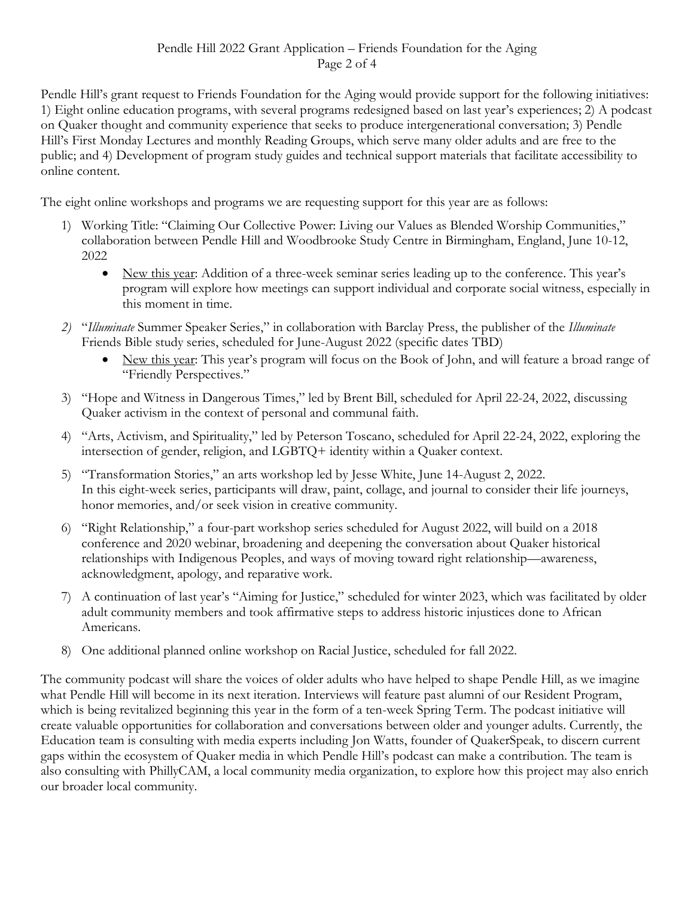Pendle Hill's grant request to Friends Foundation for the Aging would provide support for the following initiatives: 1) Eight online education programs, with several programs redesigned based on last year's experiences; 2) A podcast on Quaker thought and community experience that seeks to produce intergenerational conversation; 3) Pendle Hill's First Monday Lectures and monthly Reading Groups, which serve many older adults and are free to the public; and 4) Development of program study guides and technical support materials that facilitate accessibility to online content.

The eight online workshops and programs we are requesting support for this year are as follows:

1) Working Title: "Claiming Our Collective Power: Living our Values as Blended Worship Communities," collaboration between Pendle Hill and Woodbrooke Study Centre in Birmingham, England, June 10-12, 2022
   - New this year: Addition of a three-week seminar series leading up to the conference. This year's program will explore how meetings can support individual and corporate social witness, especially in this moment in time.
2) "*Illuminate* Summer Speaker Series," in collaboration with Barclay Press, the publisher of the *Illuminate* Friends Bible study series, scheduled for June-August 2022 (specific dates TBD)
   - New this year: This year's program will focus on the Book of John, and will feature a broad range of "Friendly Perspectives."
3) "Hope and Witness in Dangerous Times," led by Brent Bill, scheduled for April 22-24, 2022, discussing Quaker activism in the context of personal and communal faith.
4) "Arts, Activism, and Spirituality," led by Peterson Toscano, scheduled for April 22-24, 2022, exploring the intersection of gender, religion, and LGBTQ+ identity within a Quaker context.
5) "Transformation Stories," an arts workshop led by Jesse White, June 14-August 2, 2022. In this eight-week series, participants will draw, paint, collage, and journal to consider their life journeys, honor memories, and/or seek vision in creative community.
6) "Right Relationship," a four-part workshop series scheduled for August 2022, will build on a 2018 conference and 2020 webinar, broadening and deepening the conversation about Quaker historical relationships with Indigenous Peoples, and ways of moving toward right relationship—awareness, acknowledgment, apology, and reparative work.
7) A continuation of last year's "Aiming for Justice," scheduled for winter 2023, which was facilitated by older adult community members and took affirmative steps to address historic injustices done to African Americans.
8) One additional planned online workshop on Racial Justice, scheduled for fall 2022.

The community podcast will share the voices of older adults who have helped to shape Pendle Hill, as we imagine what Pendle Hill will become in its next iteration. Interviews will feature past alumni of our Resident Program, which is being revitalized beginning this year in the form of a ten-week Spring Term. The podcast initiative will create valuable opportunities for collaboration and conversations between older and younger adults. Currently, the Education team is consulting with media experts including Jon Watts, founder of QuakerSpeak, to discern current gaps within the ecosystem of Quaker media in which Pendle Hill's podcast can make a contribution. The team is also consulting with PhillyCAM, a local community media organization, to explore how this project may also enrich our broader local community.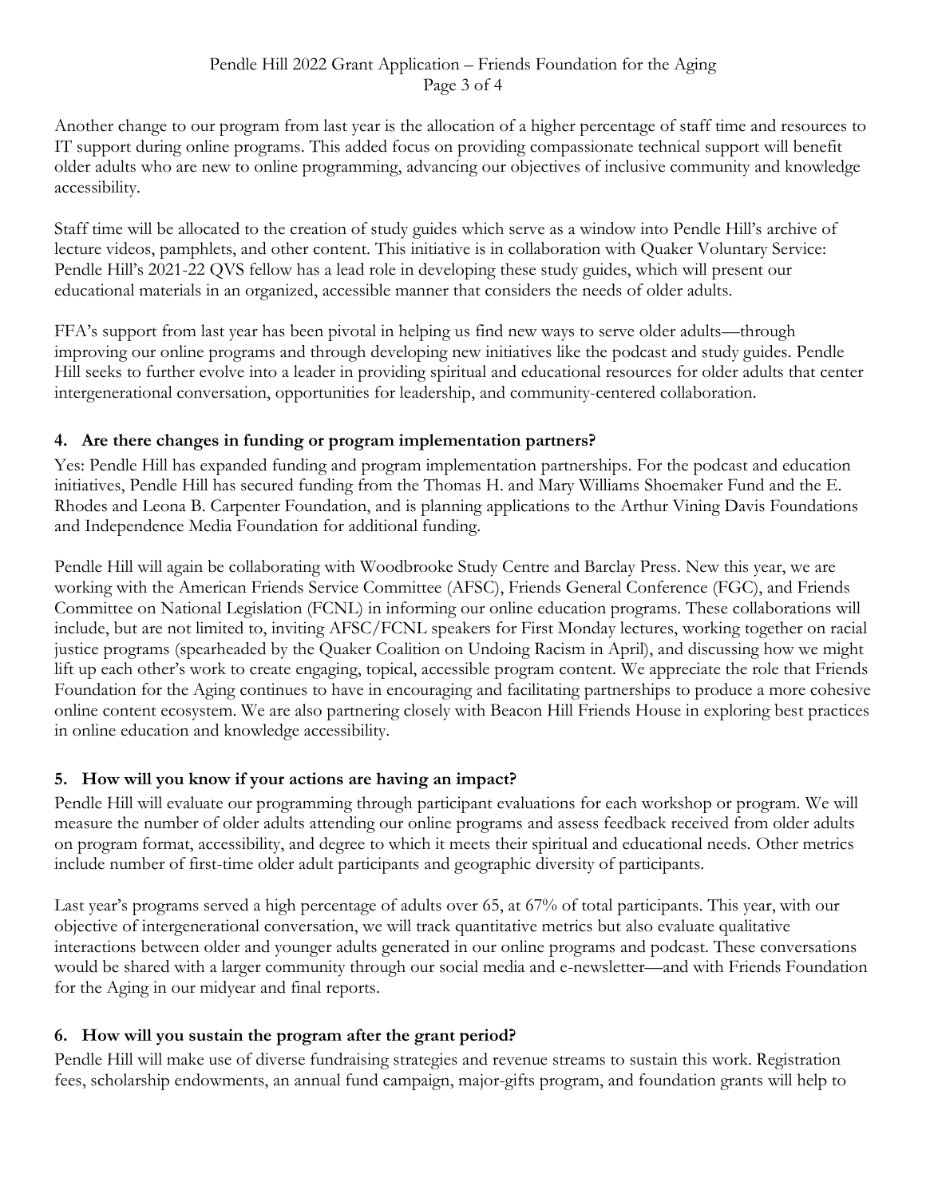Another change to our program from last year is the allocation of a higher percentage of staff time and resources to IT support during online programs. This added focus on providing compassionate technical support will benefit older adults who are new to online programming, advancing our objectives of inclusive community and knowledge accessibility.

Staff time will be allocated to the creation of study guides which serve as a window into Pendle Hill's archive of lecture videos, pamphlets, and other content. This initiative is in collaboration with Quaker Voluntary Service: Pendle Hill's 2021-22 QVS fellow has a lead role in developing these study guides, which will present our educational materials in an organized, accessible manner that considers the needs of older adults.

FFA's support from last year has been pivotal in helping us find new ways to serve older adults—through improving our online programs and through developing new initiatives like the podcast and study guides. Pendle Hill seeks to further evolve into a leader in providing spiritual and educational resources for older adults that center intergenerational conversation, opportunities for leadership, and community-centered collaboration.

### 4. Are there changes in funding or program implementation partners?

Yes: Pendle Hill has expanded funding and program implementation partnerships. For the podcast and education initiatives, Pendle Hill has secured funding from the Thomas H. and Mary Williams Shoemaker Fund and the E. Rhodes and Leona B. Carpenter Foundation, and is planning applications to the Arthur Vining Davis Foundations and Independence Media Foundation for additional funding.

Pendle Hill will again be collaborating with Woodbrooke Study Centre and Barclay Press. New this year, we are working with the American Friends Service Committee (AFSC), Friends General Conference (FGC), and Friends Committee on National Legislation (FCNL) in informing our online education programs. These collaborations will include, but are not limited to, inviting AFSC/FCNL speakers for First Monday lectures, working together on racial justice programs (spearheaded by the Quaker Coalition on Undoing Racism in April), and discussing how we might lift up each other's work to create engaging, topical, accessible program content. We appreciate the role that Friends Foundation for the Aging continues to have in encouraging and facilitating partnerships to produce a more cohesive online content ecosystem. We are also partnering closely with Beacon Hill Friends House in exploring best practices in online education and knowledge accessibility.

### 5. How will you know if your actions are having an impact?

Pendle Hill will evaluate our programming through participant evaluations for each workshop or program. We will measure the number of older adults attending our online programs and assess feedback received from older adults on program format, accessibility, and degree to which it meets their spiritual and educational needs. Other metrics include number of first-time older adult participants and geographic diversity of participants.

Last year's programs served a high percentage of adults over 65, at 67% of total participants. This year, with our objective of intergenerational conversation, we will track quantitative metrics but also evaluate qualitative interactions between older and younger adults generated in our online programs and podcast. These conversations would be shared with a larger community through our social media and e-newsletter—and with Friends Foundation for the Aging in our midyear and final reports.

### 6. How will you sustain the program after the grant period?

Pendle Hill will make use of diverse fundraising strategies and revenue streams to sustain this work. Registration fees, scholarship endowments, an annual fund campaign, major-gifts program, and foundation grants will help to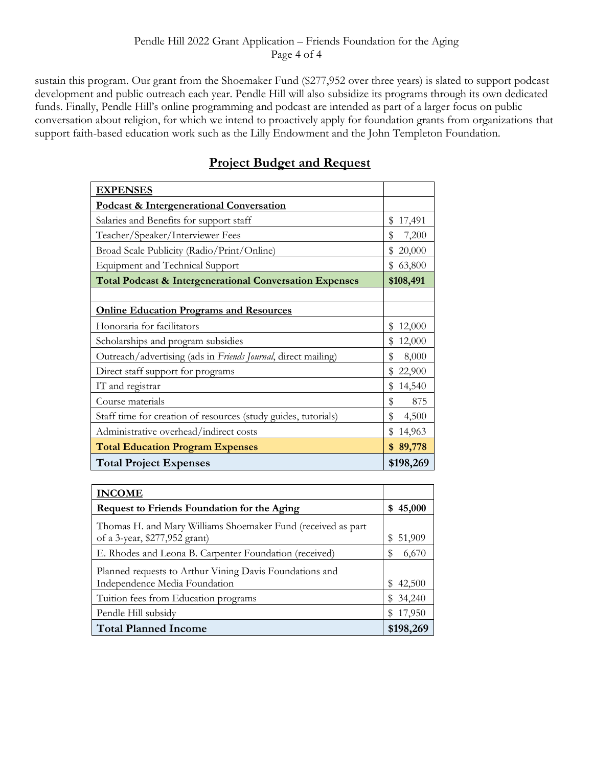sustain this program. Our grant from the Shoemaker Fund ($277,952 over three years) is slated to support podcast development and public outreach each year. Pendle Hill will also subsidize its programs through its own dedicated funds. Finally, Pendle Hill's online programming and podcast are intended as part of a larger focus on public conversation about religion, for which we intend to proactively apply for foundation grants from organizations that support faith-based education work such as the Lilly Endowment and the John Templeton Foundation.

## Project Budget and Request

| | |
|---|---|
| **EXPENSES** | |
| **Podcast & Intergenerational Conversation** | |
| Salaries and Benefits for support staff | $ 17,491 |
| Teacher/Speaker/Interviewer Fees | $ 7,200 |
| Broad Scale Publicity (Radio/Print/Online) | $ 20,000 |
| Equipment and Technical Support | $ 63,800 |
| **Total Podcast & Intergenerational Conversation Expenses** | **$108,491** |
| | |
| **Online Education Programs and Resources** | |
| Honoraria for facilitators | $ 12,000 |
| Scholarships and program subsidies | $ 12,000 |
| Outreach/advertising (ads in *Friends Journal*, direct mailing) | $ 8,000 |
| Direct staff support for programs | $ 22,900 |
| IT and registrar | $ 14,540 |
| Course materials | $ 875 |
| Staff time for creation of resources (study guides, tutorials) | $ 4,500 |
| Administrative overhead/indirect costs | $ 14,963 |
| **Total Education Program Expenses** | **$ 89,778** |
| **Total Project Expenses** | **$198,269** |

| | |
|---|---|
| **INCOME** | |
| **Request to Friends Foundation for the Aging** | **$ 45,000** |
| Thomas H. and Mary Williams Shoemaker Fund (received as part of a 3-year, $277,952 grant) | $ 51,909 |
| E. Rhodes and Leona B. Carpenter Foundation (received) | $ 6,670 |
| Planned requests to Arthur Vining Davis Foundations and Independence Media Foundation | $ 42,500 |
| Tuition fees from Education programs | $ 34,240 |
| Pendle Hill subsidy | $ 17,950 |
| **Total Planned Income** | **$198,269** |